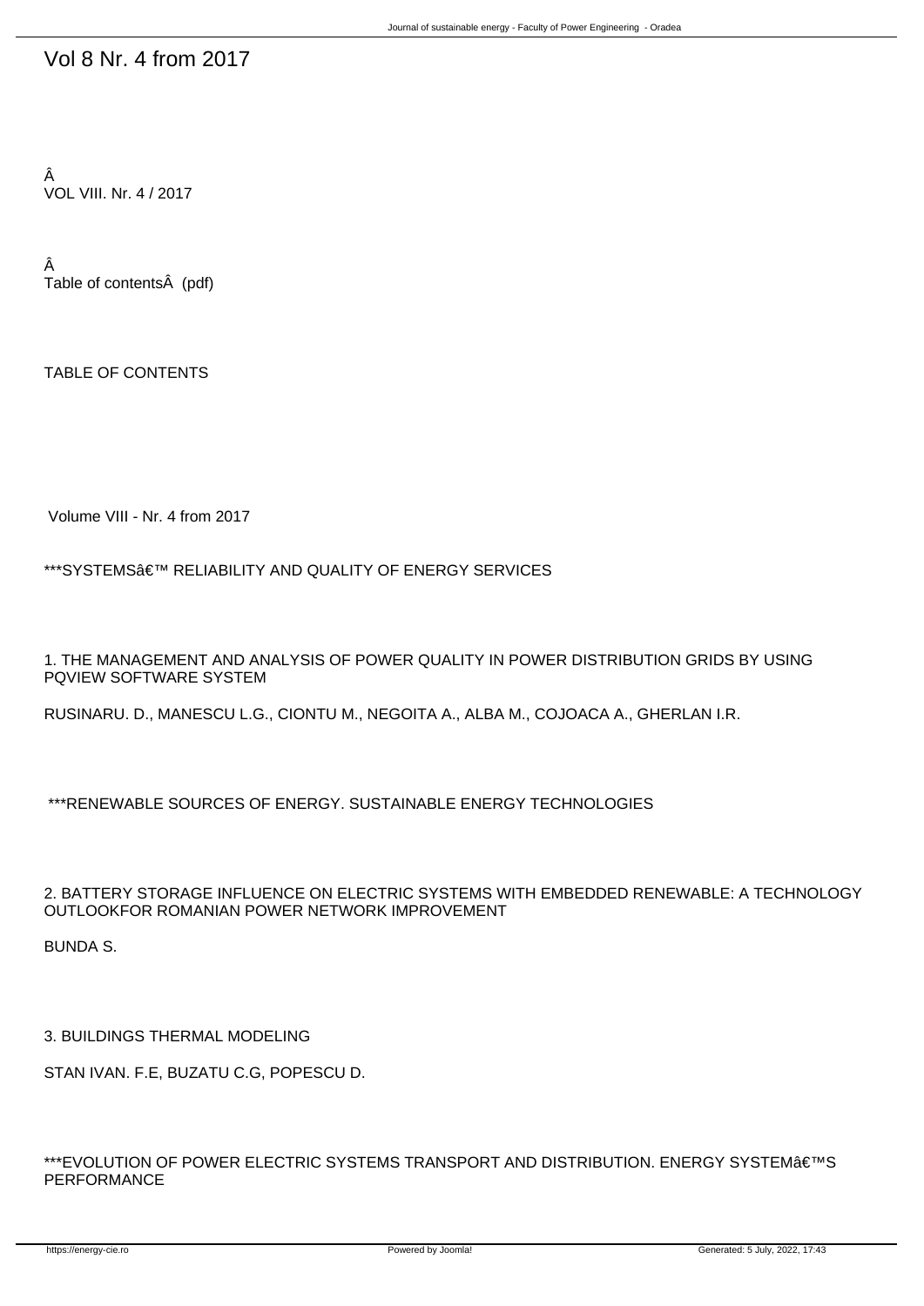# Vol 8 Nr. 4 from 2017

Â
VOL VIII. Nr. 4 / 2017

Â
Table of contentsÂ  (pdf)

TABLE OF CONTENTS

Volume VIII - Nr. 4 from 2017

***SYSTEMSâ€™ RELIABILITY AND QUALITY OF ENERGY SERVICES

1. THE MANAGEMENT AND ANALYSIS OF POWER QUALITY IN POWER DISTRIBUTION GRIDS BY USING PQVIEW SOFTWARE SYSTEM

RUSINARU. D., MANESCU L.G., CIONTU M., NEGOITA A., ALBA M., COJOACA A., GHERLAN I.R.

***RENEWABLE SOURCES OF ENERGY. SUSTAINABLE ENERGY TECHNOLOGIES

2. BATTERY STORAGE INFLUENCE ON ELECTRIC SYSTEMS WITH EMBEDDED RENEWABLE: A TECHNOLOGY OUTLOOKFOR ROMANIAN POWER NETWORK IMPROVEMENT

BUNDA S.

3. BUILDINGS THERMAL MODELING

STAN IVAN. F.E, BUZATU C.G, POPESCU D.

***EVOLUTION OF POWER ELECTRIC SYSTEMS TRANSPORT AND DISTRIBUTION. ENERGY SYSTEMâ€™S PERFORMANCE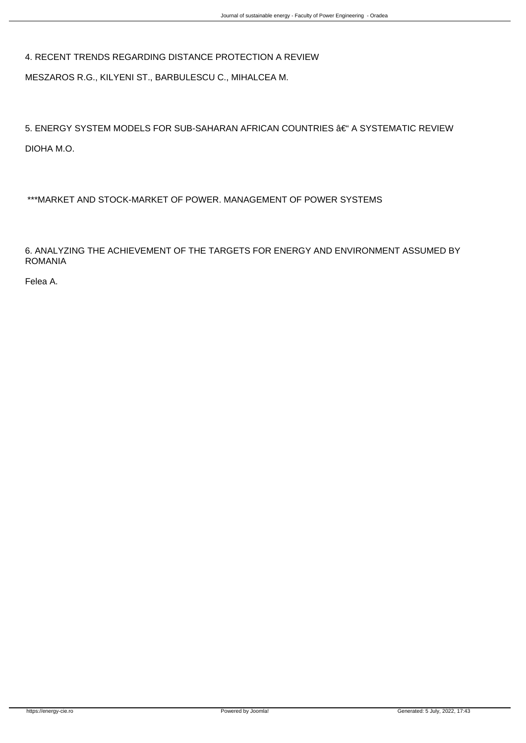4. RECENT TRENDS REGARDING DISTANCE PROTECTION A REVIEW

MESZAROS R.G., KILYENI ST., BARBULESCU C., MIHALCEA M.

5. ENERGY SYSTEM MODELS FOR SUB-SAHARAN AFRICAN COUNTRIES â€“ A SYSTEMATIC REVIEW

DIOHA M.O.

***MARKET AND STOCK-MARKET OF POWER. MANAGEMENT OF POWER SYSTEMS

6. ANALYZING THE ACHIEVEMENT OF THE TARGETS FOR ENERGY AND ENVIRONMENT ASSUMED BY ROMANIA

Felea A.